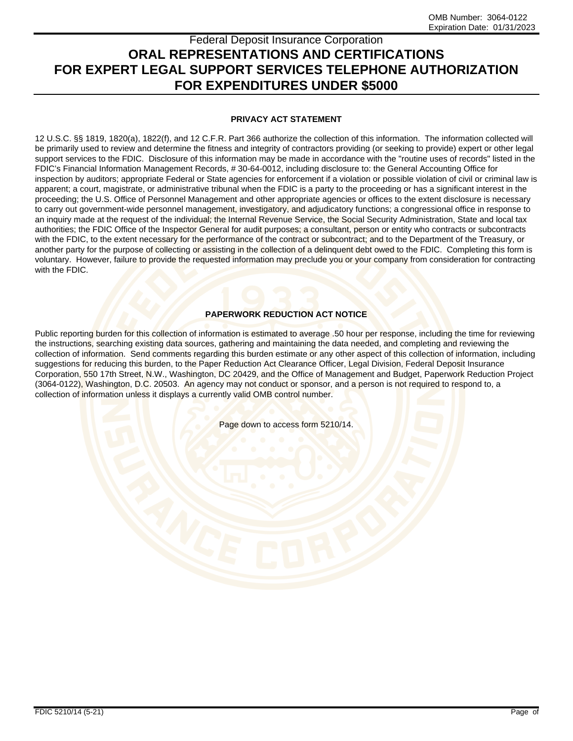OMB Number: 3064-0122
Expiration Date: 01/31/2023

Federal Deposit Insurance Corporation

# ORAL REPRESENTATIONS AND CERTIFICATIONS FOR EXPERT LEGAL SUPPORT SERVICES TELEPHONE AUTHORIZATION FOR EXPENDITURES UNDER $5000

## PRIVACY ACT STATEMENT

12 U.S.C. §§ 1819, 1820(a), 1822(f), and 12 C.F.R. Part 366 authorize the collection of this information. The information collected will be primarily used to review and determine the fitness and integrity of contractors providing (or seeking to provide) expert or other legal support services to the FDIC. Disclosure of this information may be made in accordance with the "routine uses of records" listed in the FDIC's Financial Information Management Records, # 30-64-0012, including disclosure to: the General Accounting Office for inspection by auditors; appropriate Federal or State agencies for enforcement if a violation or possible violation of civil or criminal law is apparent; a court, magistrate, or administrative tribunal when the FDIC is a party to the proceeding or has a significant interest in the proceeding; the U.S. Office of Personnel Management and other appropriate agencies or offices to the extent disclosure is necessary to carry out government-wide personnel management, investigatory, and adjudicatory functions; a congressional office in response to an inquiry made at the request of the individual; the Internal Revenue Service, the Social Security Administration, State and local tax authorities; the FDIC Office of the Inspector General for audit purposes; a consultant, person or entity who contracts or subcontracts with the FDIC, to the extent necessary for the performance of the contract or subcontract; and to the Department of the Treasury, or another party for the purpose of collecting or assisting in the collection of a delinquent debt owed to the FDIC. Completing this form is voluntary. However, failure to provide the requested information may preclude you or your company from consideration for contracting with the FDIC.

## PAPERWORK REDUCTION ACT NOTICE

Public reporting burden for this collection of information is estimated to average .50 hour per response, including the time for reviewing the instructions, searching existing data sources, gathering and maintaining the data needed, and completing and reviewing the collection of information. Send comments regarding this burden estimate or any other aspect of this collection of information, including suggestions for reducing this burden, to the Paper Reduction Act Clearance Officer, Legal Division, Federal Deposit Insurance Corporation, 550 17th Street, N.W., Washington, DC 20429, and the Office of Management and Budget, Paperwork Reduction Project (3064-0122), Washington, D.C. 20503. An agency may not conduct or sponsor, and a person is not required to respond to, a collection of information unless it displays a currently valid OMB control number.

Page down to access form 5210/14.

FDIC 5210/14 (5-21)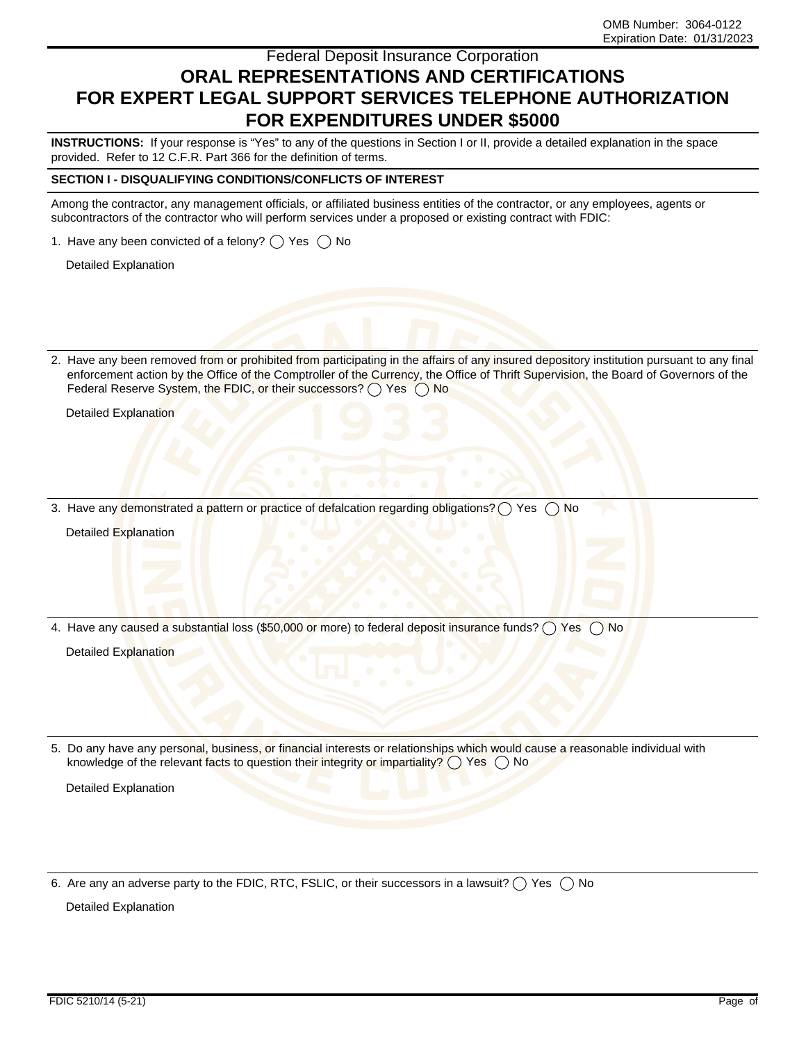OMB Number: 3064-0122
Expiration Date: 01/31/2023

Federal Deposit Insurance Corporation

# ORAL REPRESENTATIONS AND CERTIFICATIONS FOR EXPERT LEGAL SUPPORT SERVICES TELEPHONE AUTHORIZATION FOR EXPENDITURES UNDER $5000

**INSTRUCTIONS:** If your response is "Yes" to any of the questions in Section I or II, provide a detailed explanation in the space provided. Refer to 12 C.F.R. Part 366 for the definition of terms.

**SECTION I - DISQUALIFYING CONDITIONS/CONFLICTS OF INTEREST**

Among the contractor, any management officials, or affiliated business entities of the contractor, or any employees, agents or subcontractors of the contractor who will perform services under a proposed or existing contract with FDIC:

1. Have any been convicted of a felony? ◯ Yes ◯ No

   Detailed Explanation

2. Have any been removed from or prohibited from participating in the affairs of any insured depository institution pursuant to any final enforcement action by the Office of the Comptroller of the Currency, the Office of Thrift Supervision, the Board of Governors of the Federal Reserve System, the FDIC, or their successors? ◯ Yes ◯ No

   Detailed Explanation

3. Have any demonstrated a pattern or practice of defalcation regarding obligations? ◯ Yes ◯ No

   Detailed Explanation

4. Have any caused a substantial loss ($50,000 or more) to federal deposit insurance funds? ◯ Yes ◯ No

   Detailed Explanation

5. Do any have any personal, business, or financial interests or relationships which would cause a reasonable individual with knowledge of the relevant facts to question their integrity or impartiality? ◯ Yes ◯ No

   Detailed Explanation

6. Are any an adverse party to the FDIC, RTC, FSLIC, or their successors in a lawsuit? ◯ Yes ◯ No

   Detailed Explanation

FDIC 5210/14 (5-21)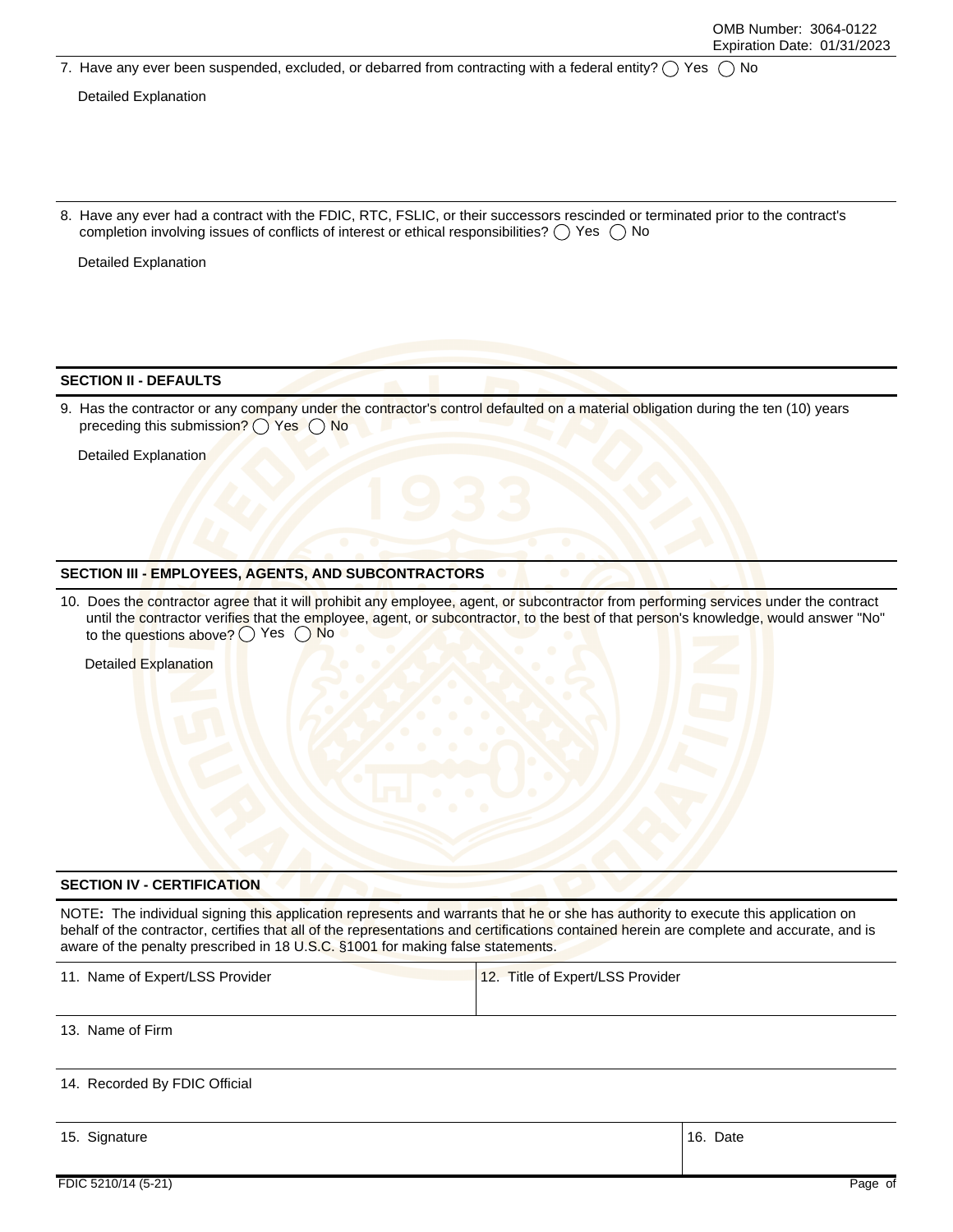7. Have any ever been suspended, excluded, or debarred from contracting with a federal entity? ◯ Yes ◯ No

   Detailed Explanation

8. Have any ever had a contract with the FDIC, RTC, FSLIC, or their successors rescinded or terminated prior to the contract's completion involving issues of conflicts of interest or ethical responsibilities? ◯ Yes ◯ No

   Detailed Explanation

## SECTION II - DEFAULTS

9. Has the contractor or any company under the contractor's control defaulted on a material obligation during the ten (10) years preceding this submission? ◯ Yes ◯ No

   Detailed Explanation

## SECTION III - EMPLOYEES, AGENTS, AND SUBCONTRACTORS

10. Does the contractor agree that it will prohibit any employee, agent, or subcontractor from performing services under the contract until the contractor verifies that the employee, agent, or subcontractor, to the best of that person's knowledge, would answer "No" to the questions above? ◯ Yes ◯ No

    Detailed Explanation

## SECTION IV - CERTIFICATION

NOTE**:** The individual signing this application represents and warrants that he or she has authority to execute this application on behalf of the contractor, certifies that all of the representations and certifications contained herein are complete and accurate, and is aware of the penalty prescribed in 18 U.S.C. §1001 for making false statements.

| 11. Name of Expert/LSS Provider | 12. Title of Expert/LSS Provider |
| --- | --- |
| | |

13. Name of Firm

14. Recorded By FDIC Official

| 15. Signature | 16. Date |
| --- | --- |
| | |

FDIC 5210/14 (5-21)